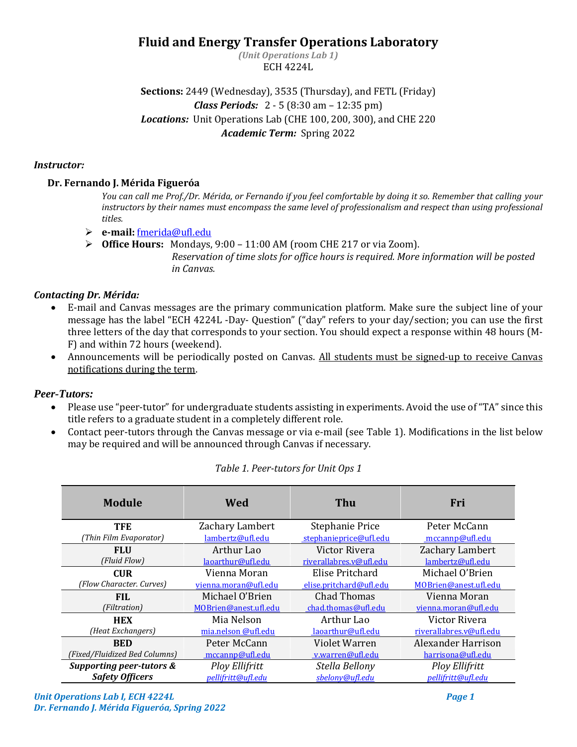# Fluid and Energy Transfer Operations Laboratory

*(Unit Operations Lab 1)*

ECH 4224L

**Sections:** 2449 (Wednesday), 3535 (Thursday), and FETL (Friday)

***Class Periods:*** 2 - 5 (8:30 am – 12:35 pm)

***Locations:*** Unit Operations Lab (CHE 100, 200, 300), and CHE 220

***Academic Term:*** Spring 2022

### *Instructor:*

**Dr. Fernando J. Mérida Figueróa**

*You can call me Prof./Dr. Mérida, or Fernando if you feel comfortable by doing it so. Remember that calling your instructors by their names must encompass the same level of professionalism and respect than using professional titles.*

- **e-mail:** fmerida@ufl.edu
- **Office Hours:** Mondays, 9:00 – 11:00 AM (room CHE 217 or via Zoom).
  *Reservation of time slots for office hours is required. More information will be posted in Canvas.*

### *Contacting Dr. Mérida:*

- E-mail and Canvas messages are the primary communication platform. Make sure the subject line of your message has the label "ECH 4224L -Day- Question" ("day" refers to your day/section; you can use the first three letters of the day that corresponds to your section. You should expect a response within 48 hours (M-F) and within 72 hours (weekend).
- Announcements will be periodically posted on Canvas. <u>All students must be signed-up to receive Canvas notifications during the term</u>.

### *Peer-Tutors:*

- Please use "peer-tutor" for undergraduate students assisting in experiments. Avoid the use of "TA" since this title refers to a graduate student in a completely different role.
- Contact peer-tutors through the Canvas message or via e-mail (see Table 1). Modifications in the list below may be required and will be announced through Canvas if necessary.

*Table 1. Peer-tutors for Unit Ops 1*

| Module | Wed | Thu | Fri |
|---|---|---|---|
| **TFE** *(Thin Film Evaporator)* | Zachary Lambert lambertz@ufl.edu | Stephanie Price stephanieprice@ufl.edu | Peter McCann mccannp@ufl.edu |
| **FLU** *(Fluid Flow)* | Arthur Lao laoarthur@ufl.edu | Victor Rivera riverallabres.v@ufl.edu | Zachary Lambert lambertz@ufl.edu |
| **CUR** *(Flow Character. Curves)* | Vienna Moran vienna.moran@ufl.edu | Elise Pritchard elise.pritchard@ufl.edu | Michael O'Brien MOBrien@anest.ufl.edu |
| **FIL** *(Filtration)* | Michael O'Brien MOBrien@anest.ufl.edu | Chad Thomas chad.thomas@ufl.edu | Vienna Moran vienna.moran@ufl.edu |
| **HEX** *(Heat Exchangers)* | Mia Nelson mia.nelson @ufl.edu | Arthur Lao laoarthur@ufl.edu | Victor Rivera riverallabres.v@ufl.edu |
| **BED** *(Fixed/Fluidized Bed Columns)* | Peter McCann mccannp@ufl.edu | Violet Warren v.warren@ufl.edu | Alexander Harrison harrisona@ufl.edu |
| ***Supporting peer-tutors & Safety Officers*** | *Ploy Ellifritt pellifritt@ufl.edu* | *Stella Bellony sbelony@ufl.edu* | *Ploy Ellifritt pellifritt@ufl.edu* |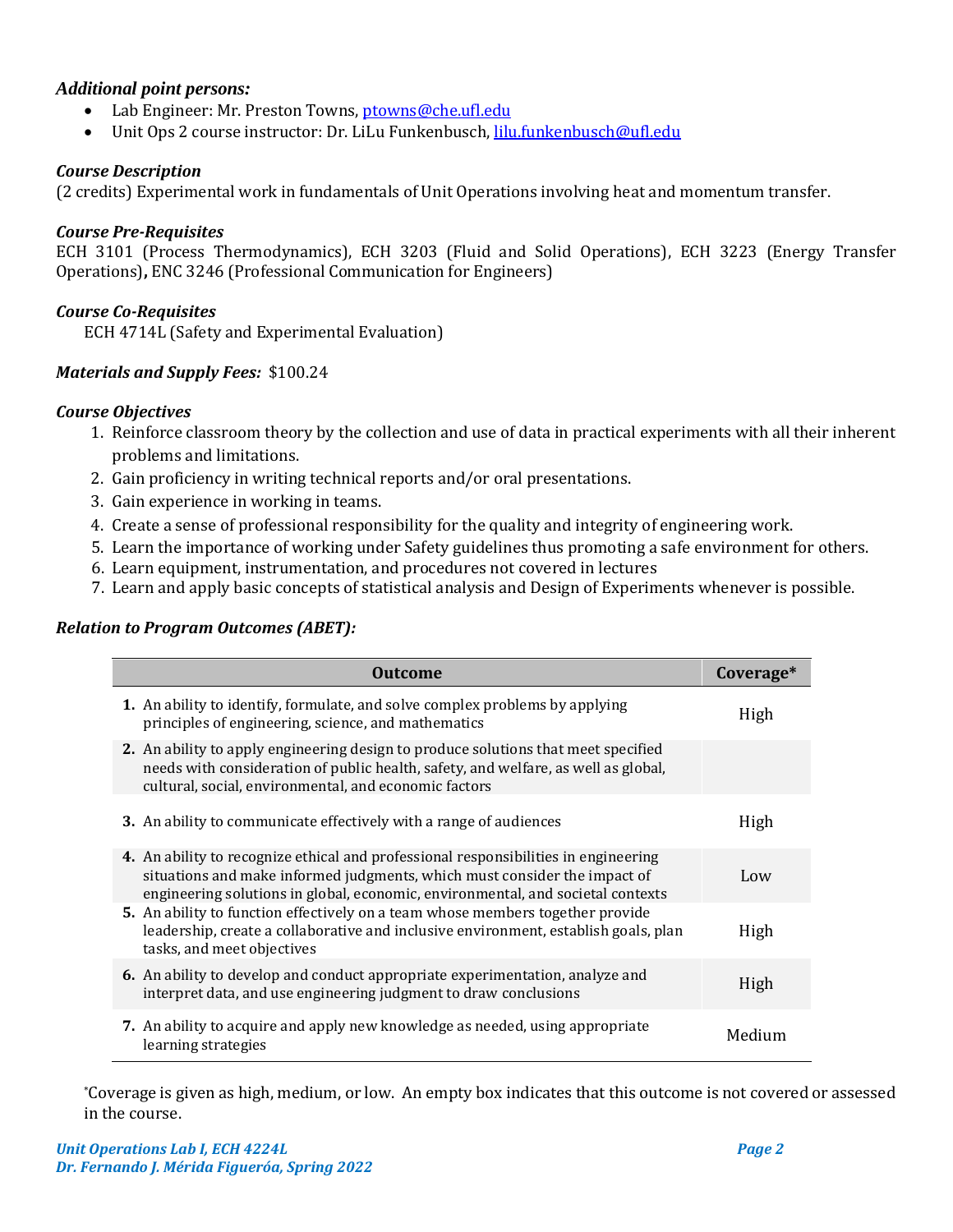### *Additional point persons:*

- Lab Engineer: Mr. Preston Towns, ptowns@che.ufl.edu
- Unit Ops 2 course instructor: Dr. LiLu Funkenbusch, lilu.funkenbusch@ufl.edu

### *Course Description*

(2 credits) Experimental work in fundamentals of Unit Operations involving heat and momentum transfer.

### *Course Pre-Requisites*

ECH 3101 (Process Thermodynamics), ECH 3203 (Fluid and Solid Operations), ECH 3223 (Energy Transfer Operations)**,** ENC 3246 (Professional Communication for Engineers)

### *Course Co-Requisites*

ECH 4714L (Safety and Experimental Evaluation)

***Materials and Supply Fees:*** $100.24

### *Course Objectives*

1. Reinforce classroom theory by the collection and use of data in practical experiments with all their inherent problems and limitations.
2. Gain proficiency in writing technical reports and/or oral presentations.
3. Gain experience in working in teams.
4. Create a sense of professional responsibility for the quality and integrity of engineering work.
5. Learn the importance of working under Safety guidelines thus promoting a safe environment for others.
6. Learn equipment, instrumentation, and procedures not covered in lectures
7. Learn and apply basic concepts of statistical analysis and Design of Experiments whenever is possible.

### *Relation to Program Outcomes (ABET):*

| Outcome | Coverage* |
|---|---|
| **1.** An ability to identify, formulate, and solve complex problems by applying principles of engineering, science, and mathematics | High |
| **2.** An ability to apply engineering design to produce solutions that meet specified needs with consideration of public health, safety, and welfare, as well as global, cultural, social, environmental, and economic factors | |
| **3.** An ability to communicate effectively with a range of audiences | High |
| **4.** An ability to recognize ethical and professional responsibilities in engineering situations and make informed judgments, which must consider the impact of engineering solutions in global, economic, environmental, and societal contexts | Low |
| **5.** An ability to function effectively on a team whose members together provide leadership, create a collaborative and inclusive environment, establish goals, plan tasks, and meet objectives | High |
| **6.** An ability to develop and conduct appropriate experimentation, analyze and interpret data, and use engineering judgment to draw conclusions | High |
| **7.** An ability to acquire and apply new knowledge as needed, using appropriate learning strategies | Medium |

*Coverage is given as high, medium, or low. An empty box indicates that this outcome is not covered or assessed in the course.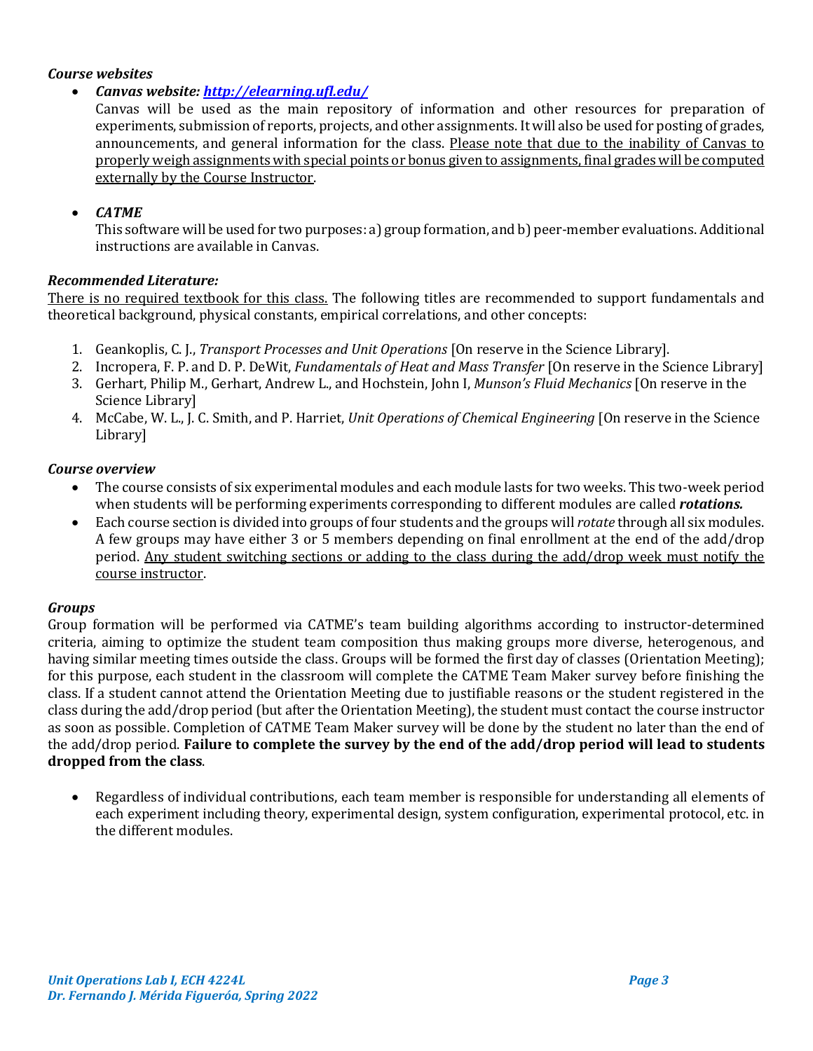### *Course websites*

- ***Canvas website: [http://elearning.ufl.edu/](http://elearning.ufl.edu/)***
  Canvas will be used as the main repository of information and other resources for preparation of experiments, submission of reports, projects, and other assignments. It will also be used for posting of grades, announcements, and general information for the class. <u>Please note that due to the inability of Canvas to properly weigh assignments with special points or bonus given to assignments, final grades will be computed externally by the Course Instructor</u>.

- ***CATME***
  This software will be used for two purposes: a) group formation, and b) peer-member evaluations. Additional instructions are available in Canvas.

### *Recommended Literature:*

<u>There is no required textbook for this class.</u> The following titles are recommended to support fundamentals and theoretical background, physical constants, empirical correlations, and other concepts:

1. Geankoplis, C. J., *Transport Processes and Unit Operations* [On reserve in the Science Library].
2. Incropera, F. P. and D. P. DeWit, *Fundamentals of Heat and Mass Transfer* [On reserve in the Science Library]
3. Gerhart, Philip M., Gerhart, Andrew L., and Hochstein, John I, *Munson's Fluid Mechanics* [On reserve in the Science Library]
4. McCabe, W. L., J. C. Smith, and P. Harriet, *Unit Operations of Chemical Engineering* [On reserve in the Science Library]

### *Course overview*

- The course consists of six experimental modules and each module lasts for two weeks. This two-week period when students will be performing experiments corresponding to different modules are called ***rotations.***
- Each course section is divided into groups of four students and the groups will *rotate* through all six modules. A few groups may have either 3 or 5 members depending on final enrollment at the end of the add/drop period. <u>Any student switching sections or adding to the class during the add/drop week must notify the course instructor</u>.

### *Groups*

Group formation will be performed via CATME's team building algorithms according to instructor-determined criteria, aiming to optimize the student team composition thus making groups more diverse, heterogenous, and having similar meeting times outside the class. Groups will be formed the first day of classes (Orientation Meeting); for this purpose, each student in the classroom will complete the CATME Team Maker survey before finishing the class. If a student cannot attend the Orientation Meeting due to justifiable reasons or the student registered in the class during the add/drop period (but after the Orientation Meeting), the student must contact the course instructor as soon as possible. Completion of CATME Team Maker survey will be done by the student no later than the end of the add/drop period. **Failure to complete the survey by the end of the add/drop period will lead to students dropped from the class**.

- Regardless of individual contributions, each team member is responsible for understanding all elements of each experiment including theory, experimental design, system configuration, experimental protocol, etc. in the different modules.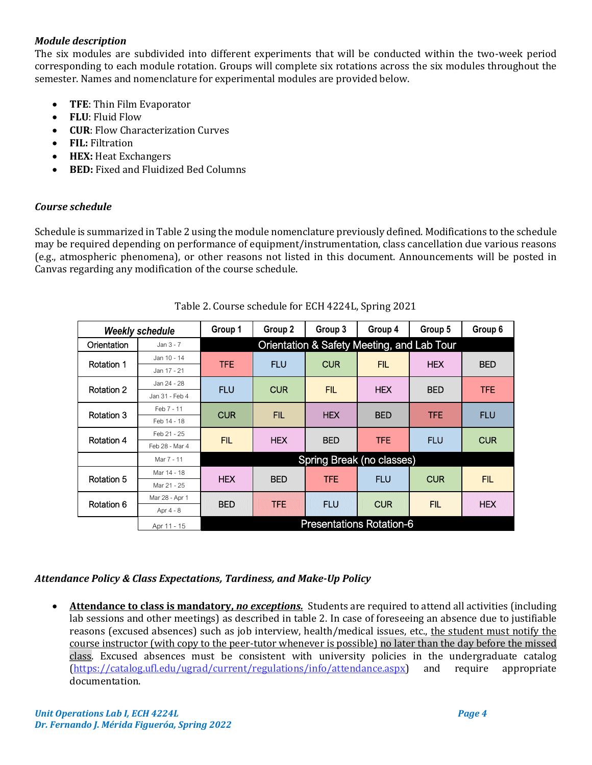### *Module description*

The six modules are subdivided into different experiments that will be conducted within the two-week period corresponding to each module rotation. Groups will complete six rotations across the six modules throughout the semester. Names and nomenclature for experimental modules are provided below.

- **TFE**: Thin Film Evaporator
- **FLU**: Fluid Flow
- **CUR**: Flow Characterization Curves
- **FIL:** Filtration
- **HEX:** Heat Exchangers
- **BED:** Fixed and Fluidized Bed Columns

### *Course schedule*

Schedule is summarized in Table 2 using the module nomenclature previously defined. Modifications to the schedule may be required depending on performance of equipment/instrumentation, class cancellation due various reasons (e.g., atmospheric phenomena), or other reasons not listed in this document. Announcements will be posted in Canvas regarding any modification of the course schedule.

Table 2. Course schedule for ECH 4224L, Spring 2021

| *Weekly schedule* | | Group 1 | Group 2 | Group 3 | Group 4 | Group 5 | Group 6 |
|---|---|---|---|---|---|---|---|
| Orientation | Jan 3 - 7 | Orientation & Safety Meeting, and Lab Tour | | | | | |
| Rotation 1 | Jan 10 - 14<br>Jan 17 - 21 | TFE | FLU | CUR | FIL | HEX | BED |
| Rotation 2 | Jan 24 - 28<br>Jan 31 - Feb 4 | FLU | CUR | FIL | HEX | BED | TFE |
| Rotation 3 | Feb 7 - 11<br>Feb 14 - 18 | CUR | FIL | HEX | BED | TFE | FLU |
| Rotation 4 | Feb 21 - 25<br>Feb 28 - Mar 4 | FIL | HEX | BED | TFE | FLU | CUR |
| | Mar 7 - 11 | Spring Break (no classes) | | | | | |
| Rotation 5 | Mar 14 - 18<br>Mar 21 - 25 | HEX | BED | TFE | FLU | CUR | FIL |
| Rotation 6 | Mar 28 - Apr 1<br>Apr 4 - 8 | BED | TFE | FLU | CUR | FIL | HEX |
| | Apr 11 - 15 | Presentations Rotation-6 | | | | | |

### *Attendance Policy & Class Expectations, Tardiness, and Make-Up Policy*

- **Attendance to class is mandatory, *no exceptions.*** Students are required to attend all activities (including lab sessions and other meetings) as described in table 2. In case of foreseeing an absence due to justifiable reasons (excused absences) such as job interview, health/medical issues, etc., the student must notify the course instructor (with copy to the peer-tutor whenever is possible) no later than the day before the missed class. Excused absences must be consistent with university policies in the undergraduate catalog (https://catalog.ufl.edu/ugrad/current/regulations/info/attendance.aspx) and require appropriate documentation.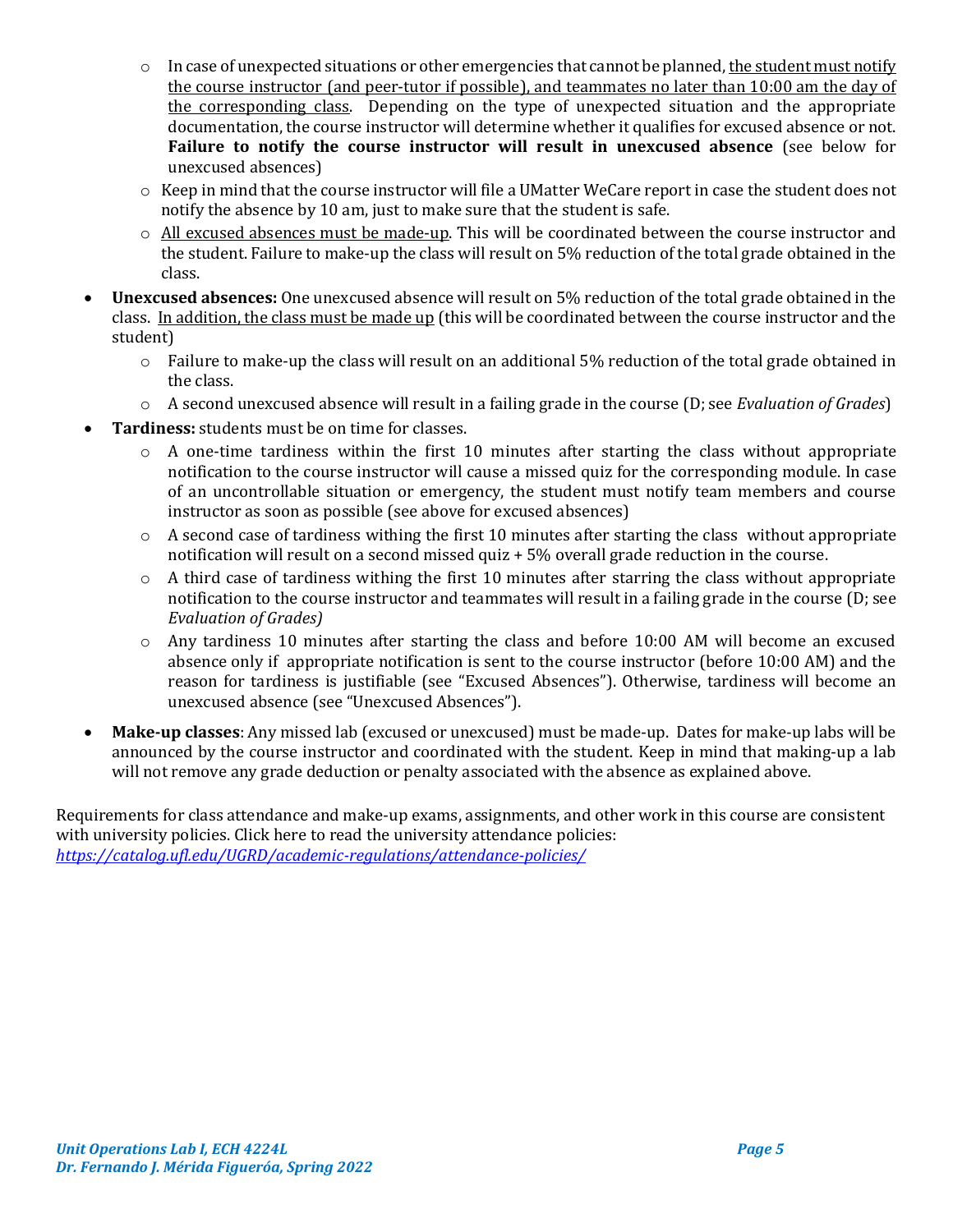- In case of unexpected situations or other emergencies that cannot be planned, <u>the student must notify the course instructor (and peer-tutor if possible), and teammates no later than 10:00 am the day of the corresponding class</u>. Depending on the type of unexpected situation and the appropriate documentation, the course instructor will determine whether it qualifies for excused absence or not. **Failure to notify the course instructor will result in unexcused absence** (see below for unexcused absences)
  - Keep in mind that the course instructor will file a UMatter WeCare report in case the student does not notify the absence by 10 am, just to make sure that the student is safe.
  - <u>All excused absences must be made-up</u>. This will be coordinated between the course instructor and the student. Failure to make-up the class will result on 5% reduction of the total grade obtained in the class.
- **Unexcused absences:** One unexcused absence will result on 5% reduction of the total grade obtained in the class. <u>In addition, the class must be made up</u> (this will be coordinated between the course instructor and the student)
  - Failure to make-up the class will result on an additional 5% reduction of the total grade obtained in the class.
  - A second unexcused absence will result in a failing grade in the course (D; see *Evaluation of Grades*)
- **Tardiness:** students must be on time for classes.
  - A one-time tardiness within the first 10 minutes after starting the class without appropriate notification to the course instructor will cause a missed quiz for the corresponding module. In case of an uncontrollable situation or emergency, the student must notify team members and course instructor as soon as possible (see above for excused absences)
  - A second case of tardiness withing the first 10 minutes after starting the class without appropriate notification will result on a second missed quiz + 5% overall grade reduction in the course.
  - A third case of tardiness withing the first 10 minutes after starring the class without appropriate notification to the course instructor and teammates will result in a failing grade in the course (D; see *Evaluation of Grades)*
  - Any tardiness 10 minutes after starting the class and before 10:00 AM will become an excused absence only if appropriate notification is sent to the course instructor (before 10:00 AM) and the reason for tardiness is justifiable (see "Excused Absences"). Otherwise, tardiness will become an unexcused absence (see "Unexcused Absences").
- **Make-up classes**: Any missed lab (excused or unexcused) must be made-up. Dates for make-up labs will be announced by the course instructor and coordinated with the student. Keep in mind that making-up a lab will not remove any grade deduction or penalty associated with the absence as explained above.

Requirements for class attendance and make-up exams, assignments, and other work in this course are consistent with university policies. Click here to read the university attendance policies: *https://catalog.ufl.edu/UGRD/academic-regulations/attendance-policies/*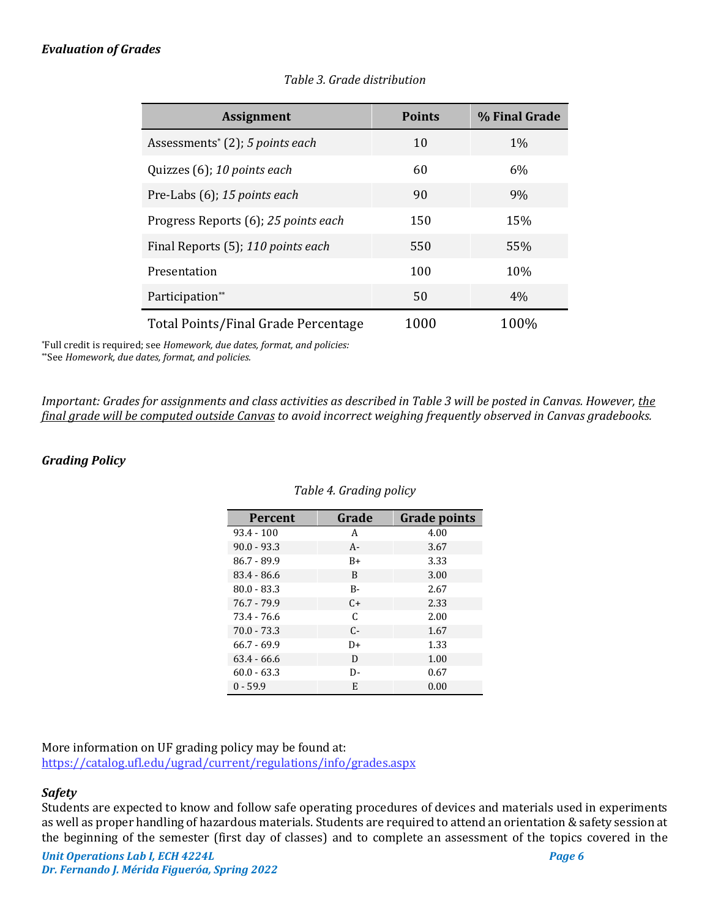***Evaluation of Grades***

*Table 3. Grade distribution*

| Assignment | Points | % Final Grade |
|---|---|---|
| Assessments* (2); *5 points each* | 10 | 1% |
| Quizzes (6); *10 points each* | 60 | 6% |
| Pre-Labs (6); *15 points each* | 90 | 9% |
| Progress Reports (6); *25 points each* | 150 | 15% |
| Final Reports (5); *110 points each* | 550 | 55% |
| Presentation | 100 | 10% |
| Participation** | 50 | 4% |
| Total Points/Final Grade Percentage | 1000 | 100% |

*Full credit is required; see *Homework, due dates, format, and policies:*
**See *Homework, due dates, format, and policies.*

*Important: Grades for assignments and class activities as described in Table 3 will be posted in Canvas. However, the final grade will be computed outside Canvas to avoid incorrect weighing frequently observed in Canvas gradebooks.*

***Grading Policy***

*Table 4. Grading policy*

| Percent | Grade | Grade points |
|---|---|---|
| 93.4 - 100 | A | 4.00 |
| 90.0 - 93.3 | A- | 3.67 |
| 86.7 - 89.9 | B+ | 3.33 |
| 83.4 - 86.6 | B | 3.00 |
| 80.0 - 83.3 | B- | 2.67 |
| 76.7 - 79.9 | C+ | 2.33 |
| 73.4 - 76.6 | C | 2.00 |
| 70.0 - 73.3 | C- | 1.67 |
| 66.7 - 69.9 | D+ | 1.33 |
| 63.4 - 66.6 | D | 1.00 |
| 60.0 - 63.3 | D- | 0.67 |
| 0 - 59.9 | E | 0.00 |

More information on UF grading policy may be found at:
https://catalog.ufl.edu/ugrad/current/regulations/info/grades.aspx

***Safety***

Students are expected to know and follow safe operating procedures of devices and materials used in experiments as well as proper handling of hazardous materials. Students are required to attend an orientation & safety session at the beginning of the semester (first day of classes) and to complete an assessment of the topics covered in the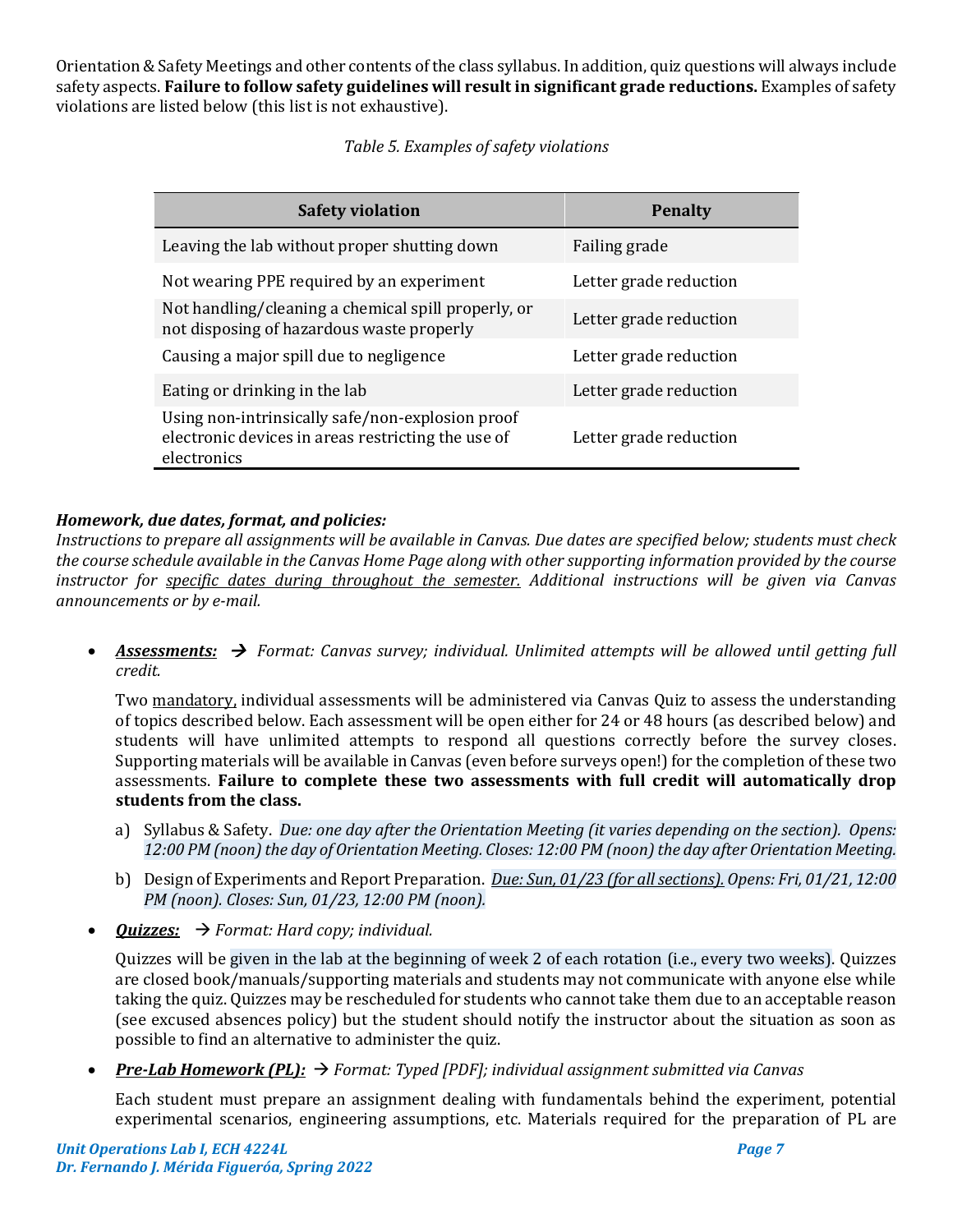Orientation & Safety Meetings and other contents of the class syllabus. In addition, quiz questions will always include safety aspects. **Failure to follow safety guidelines will result in significant grade reductions.** Examples of safety violations are listed below (this list is not exhaustive).

*Table 5. Examples of safety violations*

| Safety violation | Penalty |
| --- | --- |
| Leaving the lab without proper shutting down | Failing grade |
| Not wearing PPE required by an experiment | Letter grade reduction |
| Not handling/cleaning a chemical spill properly, or not disposing of hazardous waste properly | Letter grade reduction |
| Causing a major spill due to negligence | Letter grade reduction |
| Eating or drinking in the lab | Letter grade reduction |
| Using non-intrinsically safe/non-explosion proof electronic devices in areas restricting the use of electronics | Letter grade reduction |

***Homework, due dates, format, and policies:***

*Instructions to prepare all assignments will be available in Canvas. Due dates are specified below; students must check the course schedule available in the Canvas Home Page along with other supporting information provided by the course instructor for specific dates during throughout the semester. Additional instructions will be given via Canvas announcements or by e-mail.*

- ***Assessments:*** → *Format: Canvas survey; individual. Unlimited attempts will be allowed until getting full credit.*

  Two mandatory, individual assessments will be administered via Canvas Quiz to assess the understanding of topics described below. Each assessment will be open either for 24 or 48 hours (as described below) and students will have unlimited attempts to respond all questions correctly before the survey closes. Supporting materials will be available in Canvas (even before surveys open!) for the completion of these two assessments. **Failure to complete these two assessments with full credit will automatically drop students from the class.**

  a) Syllabus & Safety. *Due: one day after the Orientation Meeting (it varies depending on the section). Opens: 12:00 PM (noon) the day of Orientation Meeting. Closes: 12:00 PM (noon) the day after Orientation Meeting.*

  b) Design of Experiments and Report Preparation. *Due: Sun, 01/23 (for all sections). Opens: Fri, 01/21, 12:00 PM (noon). Closes: Sun, 01/23, 12:00 PM (noon).*

- ***Quizzes:*** → *Format: Hard copy; individual.*

  Quizzes will be given in the lab at the beginning of week 2 of each rotation (i.e., every two weeks). Quizzes are closed book/manuals/supporting materials and students may not communicate with anyone else while taking the quiz. Quizzes may be rescheduled for students who cannot take them due to an acceptable reason (see excused absences policy) but the student should notify the instructor about the situation as soon as possible to find an alternative to administer the quiz.

- ***Pre-Lab Homework (PL):*** → *Format: Typed [PDF]; individual assignment submitted via Canvas*

  Each student must prepare an assignment dealing with fundamentals behind the experiment, potential experimental scenarios, engineering assumptions, etc. Materials required for the preparation of PL are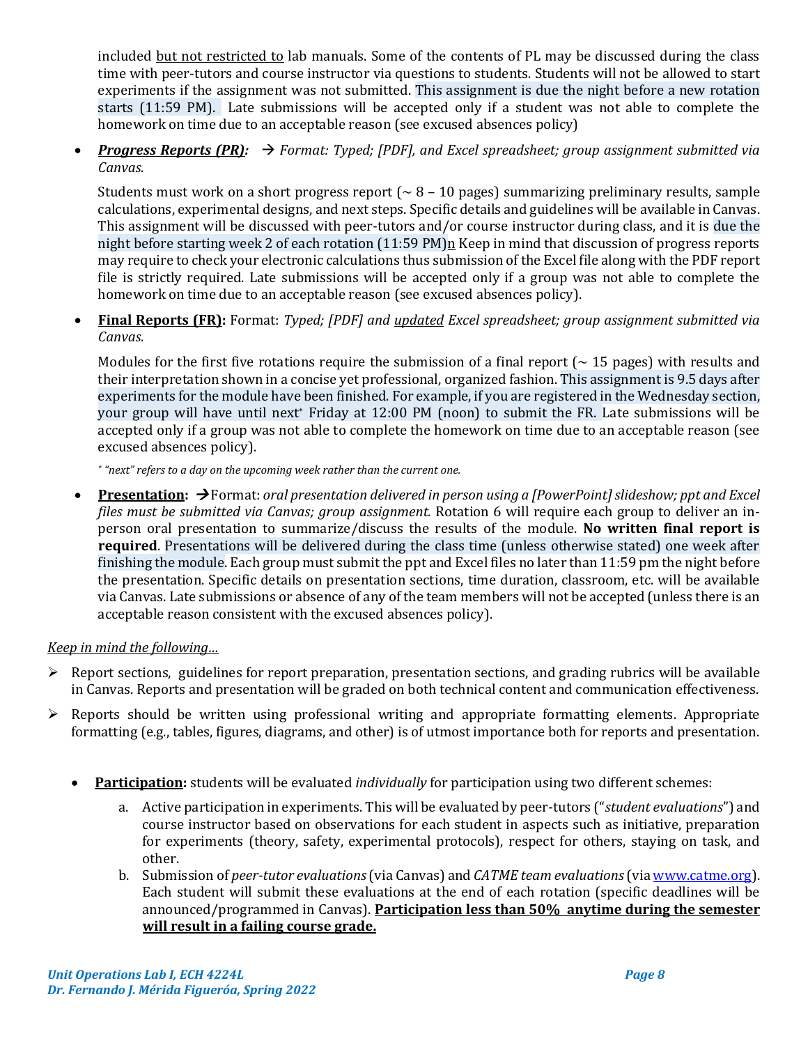included <u>but not restricted to</u> lab manuals. Some of the contents of PL may be discussed during the class time with peer-tutors and course instructor via questions to students. Students will not be allowed to start experiments if the assignment was not submitted. This assignment is due the night before a new rotation starts (11:59 PM). Late submissions will be accepted only if a student was not able to complete the homework on time due to an acceptable reason (see excused absences policy)

- ***<u>Progress Reports (PR):</u>*** → *Format: Typed; [PDF], and Excel spreadsheet; group assignment submitted via Canvas.*

  Students must work on a short progress report (~ 8 – 10 pages) summarizing preliminary results, sample calculations, experimental designs, and next steps. Specific details and guidelines will be available in Canvas. This assignment will be discussed with peer-tutors and/or course instructor during class, and it is due the night before starting week 2 of each rotation (11:59 PM)<u>n</u> Keep in mind that discussion of progress reports may require to check your electronic calculations thus submission of the Excel file along with the PDF report file is strictly required. Late submissions will be accepted only if a group was not able to complete the homework on time due to an acceptable reason (see excused absences policy).

- **<u>Final Reports (FR):</u>** Format: *Typed; [PDF] and <u>updated</u> Excel spreadsheet; group assignment submitted via Canvas.*

  Modules for the first five rotations require the submission of a final report (~ 15 pages) with results and their interpretation shown in a concise yet professional, organized fashion. This assignment is 9.5 days after experiments for the module have been finished. For example, if you are registered in the Wednesday section, your group will have until next* Friday at 12:00 PM (noon) to submit the FR. Late submissions will be accepted only if a group was not able to complete the homework on time due to an acceptable reason (see excused absences policy).

  *\* "next" refers to a day on the upcoming week rather than the current one.*

- **<u>Presentation:</u>** →Format: *oral presentation delivered in person using a [PowerPoint] slideshow; ppt and Excel files must be submitted via Canvas; group assignment.* Rotation 6 will require each group to deliver an in-person oral presentation to summarize/discuss the results of the module. **No written final report is required**. Presentations will be delivered during the class time (unless otherwise stated) one week after finishing the module. Each group must submit the ppt and Excel files no later than 11:59 pm the night before the presentation. Specific details on presentation sections, time duration, classroom, etc. will be available via Canvas. Late submissions or absence of any of the team members will not be accepted (unless there is an acceptable reason consistent with the excused absences policy).

*<u>Keep in mind the following…</u>*

- Report sections, guidelines for report preparation, presentation sections, and grading rubrics will be available in Canvas. Reports and presentation will be graded on both technical content and communication effectiveness.
- Reports should be written using professional writing and appropriate formatting elements. Appropriate formatting (e.g., tables, figures, diagrams, and other) is of utmost importance both for reports and presentation.

- **<u>Participation:</u>** students will be evaluated *individually* for participation using two different schemes:
  a. Active participation in experiments. This will be evaluated by peer-tutors ("*student evaluations*") and course instructor based on observations for each student in aspects such as initiative, preparation for experiments (theory, safety, experimental protocols), respect for others, staying on task, and other.
  b. Submission of *peer-tutor evaluations* (via Canvas) and *CATME team evaluations* (via www.catme.org). Each student will submit these evaluations at the end of each rotation (specific deadlines will be announced/programmed in Canvas). **<u>Participation less than 50% anytime during the semester will result in a failing course grade.</u>**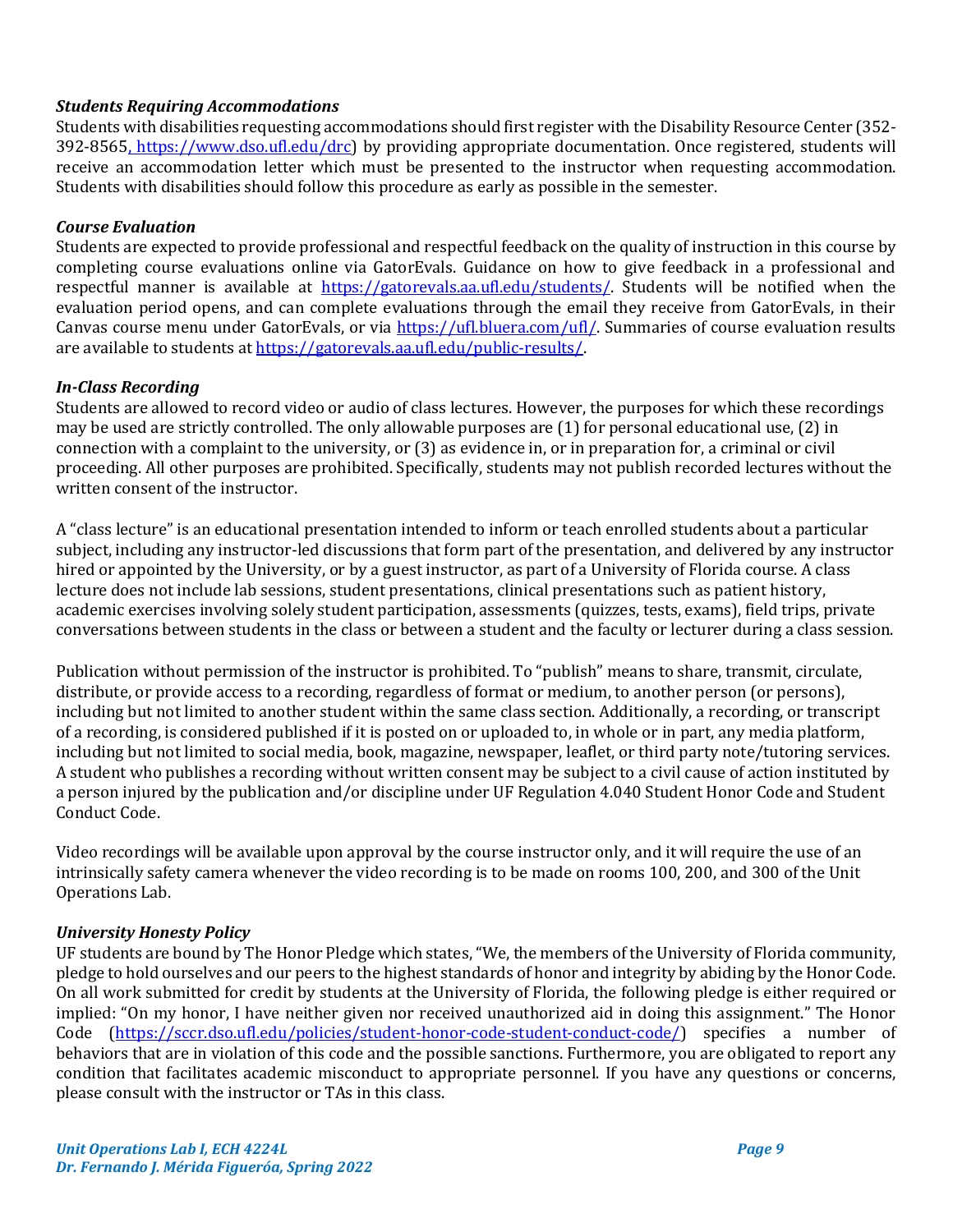### *Students Requiring Accommodations*

Students with disabilities requesting accommodations should first register with the Disability Resource Center (352-392-8565, https://www.dso.ufl.edu/drc) by providing appropriate documentation. Once registered, students will receive an accommodation letter which must be presented to the instructor when requesting accommodation. Students with disabilities should follow this procedure as early as possible in the semester.

### *Course Evaluation*

Students are expected to provide professional and respectful feedback on the quality of instruction in this course by completing course evaluations online via GatorEvals. Guidance on how to give feedback in a professional and respectful manner is available at https://gatorevals.aa.ufl.edu/students/. Students will be notified when the evaluation period opens, and can complete evaluations through the email they receive from GatorEvals, in their Canvas course menu under GatorEvals, or via https://ufl.bluera.com/ufl/. Summaries of course evaluation results are available to students at https://gatorevals.aa.ufl.edu/public-results/.

### *In-Class Recording*

Students are allowed to record video or audio of class lectures. However, the purposes for which these recordings may be used are strictly controlled. The only allowable purposes are (1) for personal educational use, (2) in connection with a complaint to the university, or (3) as evidence in, or in preparation for, a criminal or civil proceeding. All other purposes are prohibited. Specifically, students may not publish recorded lectures without the written consent of the instructor.

A "class lecture" is an educational presentation intended to inform or teach enrolled students about a particular subject, including any instructor-led discussions that form part of the presentation, and delivered by any instructor hired or appointed by the University, or by a guest instructor, as part of a University of Florida course. A class lecture does not include lab sessions, student presentations, clinical presentations such as patient history, academic exercises involving solely student participation, assessments (quizzes, tests, exams), field trips, private conversations between students in the class or between a student and the faculty or lecturer during a class session.

Publication without permission of the instructor is prohibited. To "publish" means to share, transmit, circulate, distribute, or provide access to a recording, regardless of format or medium, to another person (or persons), including but not limited to another student within the same class section. Additionally, a recording, or transcript of a recording, is considered published if it is posted on or uploaded to, in whole or in part, any media platform, including but not limited to social media, book, magazine, newspaper, leaflet, or third party note/tutoring services. A student who publishes a recording without written consent may be subject to a civil cause of action instituted by a person injured by the publication and/or discipline under UF Regulation 4.040 Student Honor Code and Student Conduct Code.

Video recordings will be available upon approval by the course instructor only, and it will require the use of an intrinsically safety camera whenever the video recording is to be made on rooms 100, 200, and 300 of the Unit Operations Lab.

### *University Honesty Policy*

UF students are bound by The Honor Pledge which states, "We, the members of the University of Florida community, pledge to hold ourselves and our peers to the highest standards of honor and integrity by abiding by the Honor Code. On all work submitted for credit by students at the University of Florida, the following pledge is either required or implied: "On my honor, I have neither given nor received unauthorized aid in doing this assignment." The Honor Code (https://sccr.dso.ufl.edu/policies/student-honor-code-student-conduct-code/) specifies a number of behaviors that are in violation of this code and the possible sanctions. Furthermore, you are obligated to report any condition that facilitates academic misconduct to appropriate personnel. If you have any questions or concerns, please consult with the instructor or TAs in this class.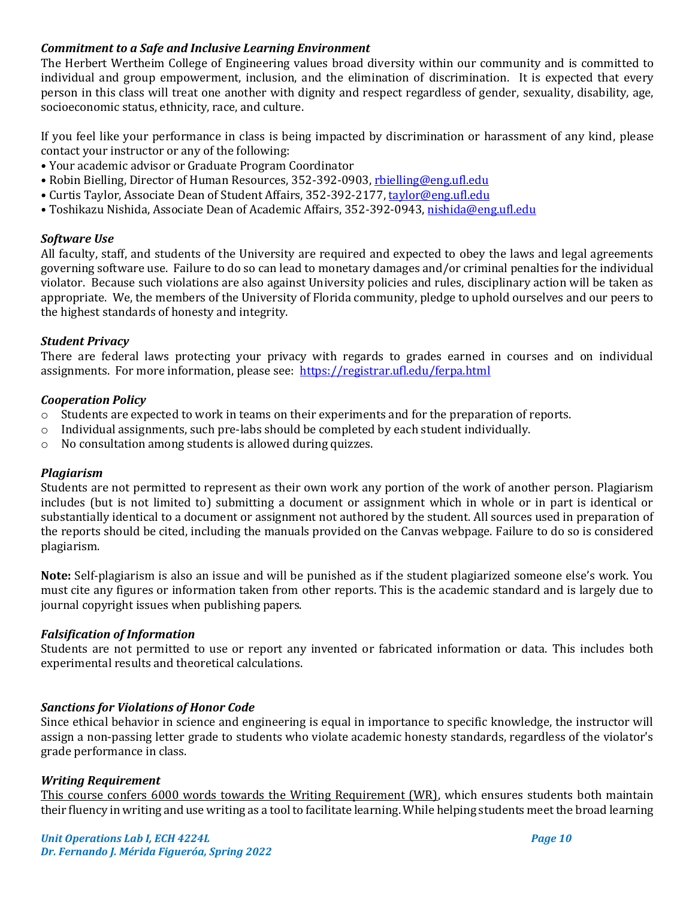### *Commitment to a Safe and Inclusive Learning Environment*

The Herbert Wertheim College of Engineering values broad diversity within our community and is committed to individual and group empowerment, inclusion, and the elimination of discrimination. It is expected that every person in this class will treat one another with dignity and respect regardless of gender, sexuality, disability, age, socioeconomic status, ethnicity, race, and culture.

If you feel like your performance in class is being impacted by discrimination or harassment of any kind, please contact your instructor or any of the following:

- Your academic advisor or Graduate Program Coordinator
- Robin Bielling, Director of Human Resources, 352-392-0903, [rbielling@eng.ufl.edu](mailto:rbielling@eng.ufl.edu)
- Curtis Taylor, Associate Dean of Student Affairs, 352-392-2177, [taylor@eng.ufl.edu](mailto:taylor@eng.ufl.edu)
- Toshikazu Nishida, Associate Dean of Academic Affairs, 352-392-0943, [nishida@eng.ufl.edu](mailto:nishida@eng.ufl.edu)

### *Software Use*

All faculty, staff, and students of the University are required and expected to obey the laws and legal agreements governing software use. Failure to do so can lead to monetary damages and/or criminal penalties for the individual violator. Because such violations are also against University policies and rules, disciplinary action will be taken as appropriate. We, the members of the University of Florida community, pledge to uphold ourselves and our peers to the highest standards of honesty and integrity.

### *Student Privacy*

There are federal laws protecting your privacy with regards to grades earned in courses and on individual assignments. For more information, please see: [https://registrar.ufl.edu/ferpa.html](https://registrar.ufl.edu/ferpa.html)

### *Cooperation Policy*

- Students are expected to work in teams on their experiments and for the preparation of reports.
- Individual assignments, such pre-labs should be completed by each student individually.
- No consultation among students is allowed during quizzes.

### *Plagiarism*

Students are not permitted to represent as their own work any portion of the work of another person. Plagiarism includes (but is not limited to) submitting a document or assignment which in whole or in part is identical or substantially identical to a document or assignment not authored by the student. All sources used in preparation of the reports should be cited, including the manuals provided on the Canvas webpage. Failure to do so is considered plagiarism.

**Note:** Self-plagiarism is also an issue and will be punished as if the student plagiarized someone else's work. You must cite any figures or information taken from other reports. This is the academic standard and is largely due to journal copyright issues when publishing papers.

### *Falsification of Information*

Students are not permitted to use or report any invented or fabricated information or data. This includes both experimental results and theoretical calculations.

### *Sanctions for Violations of Honor Code*

Since ethical behavior in science and engineering is equal in importance to specific knowledge, the instructor will assign a non-passing letter grade to students who violate academic honesty standards, regardless of the violator's grade performance in class.

### *Writing Requirement*

<u>This course confers 6000 words towards the Writing Requirement (WR)</u>, which ensures students both maintain their fluency in writing and use writing as a tool to facilitate learning. While helping students meet the broad learning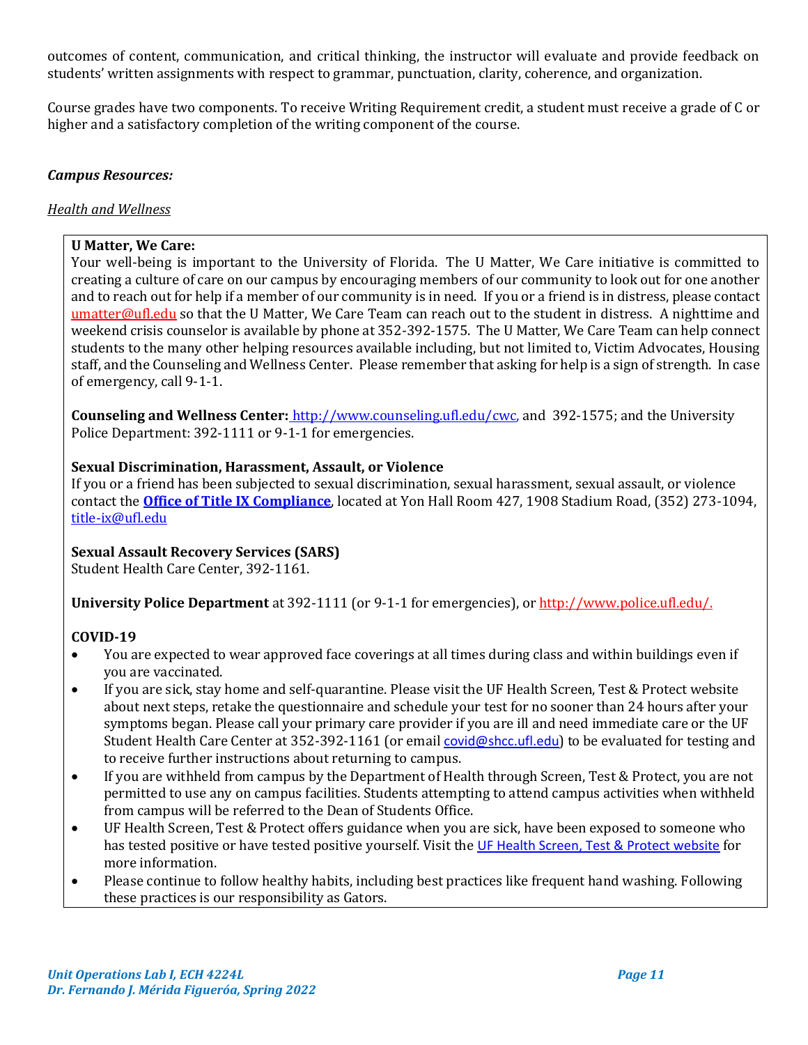outcomes of content, communication, and critical thinking, the instructor will evaluate and provide feedback on students' written assignments with respect to grammar, punctuation, clarity, coherence, and organization.

Course grades have two components. To receive Writing Requirement credit, a student must receive a grade of C or higher and a satisfactory completion of the writing component of the course.

***Campus Resources:***

*Health and Wellness*

**U Matter, We Care:**
Your well-being is important to the University of Florida. The U Matter, We Care initiative is committed to creating a culture of care on our campus by encouraging members of our community to look out for one another and to reach out for help if a member of our community is in need. If you or a friend is in distress, please contact umatter@ufl.edu so that the U Matter, We Care Team can reach out to the student in distress. A nighttime and weekend crisis counselor is available by phone at 352-392-1575. The U Matter, We Care Team can help connect students to the many other helping resources available including, but not limited to, Victim Advocates, Housing staff, and the Counseling and Wellness Center. Please remember that asking for help is a sign of strength. In case of emergency, call 9-1-1.

**Counseling and Wellness Center:** http://www.counseling.ufl.edu/cwc, and 392-1575; and the University Police Department: 392-1111 or 9-1-1 for emergencies.

**Sexual Discrimination, Harassment, Assault, or Violence**
If you or a friend has been subjected to sexual discrimination, sexual harassment, sexual assault, or violence contact the **Office of Title IX Compliance**, located at Yon Hall Room 427, 1908 Stadium Road, (352) 273-1094, title-ix@ufl.edu

**Sexual Assault Recovery Services (SARS)**
Student Health Care Center, 392-1161.

**University Police Department** at 392-1111 (or 9-1-1 for emergencies), or http://www.police.ufl.edu/.

**COVID-19**

- You are expected to wear approved face coverings at all times during class and within buildings even if you are vaccinated.
- If you are sick, stay home and self-quarantine. Please visit the UF Health Screen, Test & Protect website about next steps, retake the questionnaire and schedule your test for no sooner than 24 hours after your symptoms began. Please call your primary care provider if you are ill and need immediate care or the UF Student Health Care Center at 352-392-1161 (or email covid@shcc.ufl.edu) to be evaluated for testing and to receive further instructions about returning to campus.
- If you are withheld from campus by the Department of Health through Screen, Test & Protect, you are not permitted to use any on campus facilities. Students attempting to attend campus activities when withheld from campus will be referred to the Dean of Students Office.
- UF Health Screen, Test & Protect offers guidance when you are sick, have been exposed to someone who has tested positive or have tested positive yourself. Visit the UF Health Screen, Test & Protect website for more information.
- Please continue to follow healthy habits, including best practices like frequent hand washing. Following these practices is our responsibility as Gators.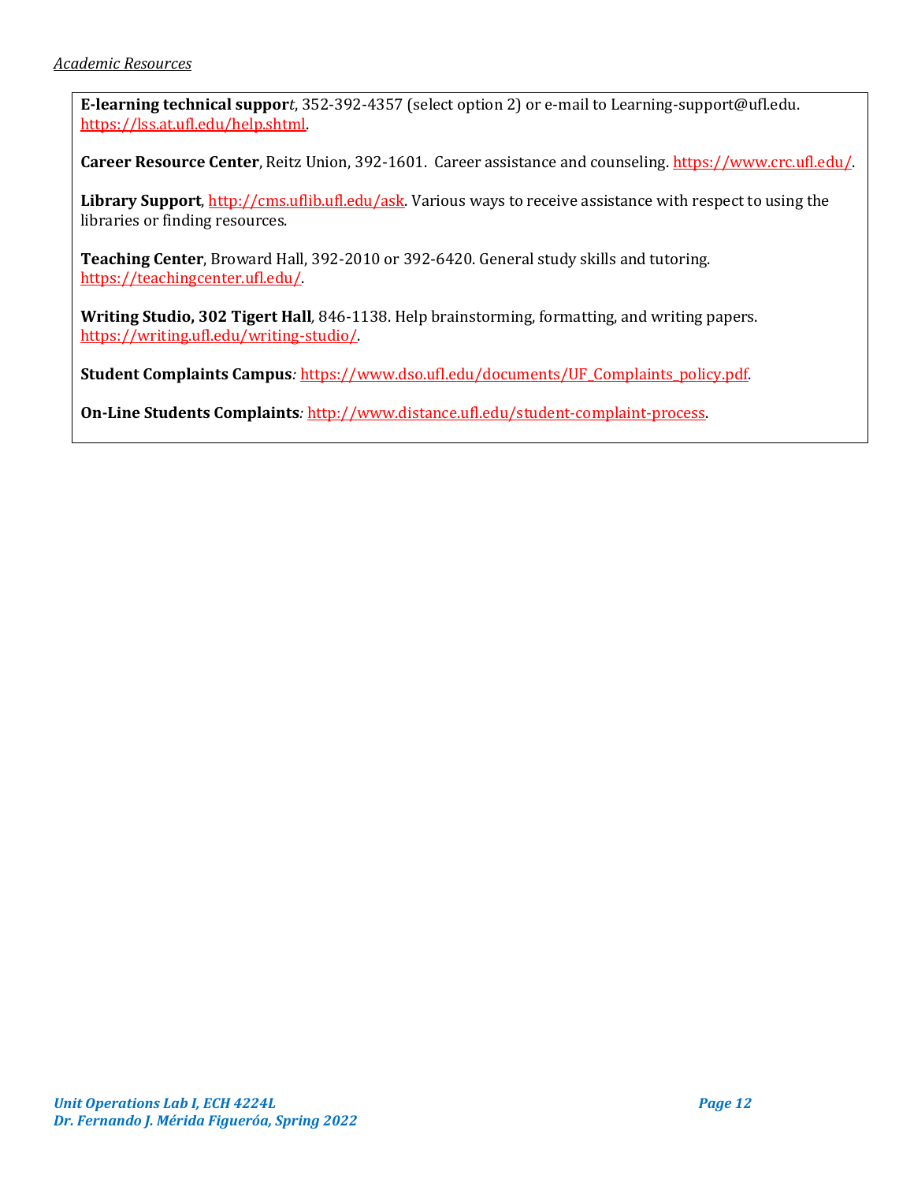*Academic Resources*

**E-learning technical suppor***t*, 352-392-4357 (select option 2) or e-mail to Learning-support@ufl.edu. https://lss.at.ufl.edu/help.shtml.

**Career Resource Center**, Reitz Union, 392-1601. Career assistance and counseling. https://www.crc.ufl.edu/.

**Library Support**, http://cms.uflib.ufl.edu/ask. Various ways to receive assistance with respect to using the libraries or finding resources.

**Teaching Center**, Broward Hall, 392-2010 or 392-6420. General study skills and tutoring. https://teachingcenter.ufl.edu/.

**Writing Studio, 302 Tigert Hall***,* 846-1138. Help brainstorming, formatting, and writing papers. https://writing.ufl.edu/writing-studio/.

**Student Complaints Campus***:* https://www.dso.ufl.edu/documents/UF_Complaints_policy.pdf.

**On-Line Students Complaints***:* http://www.distance.ufl.edu/student-complaint-process.